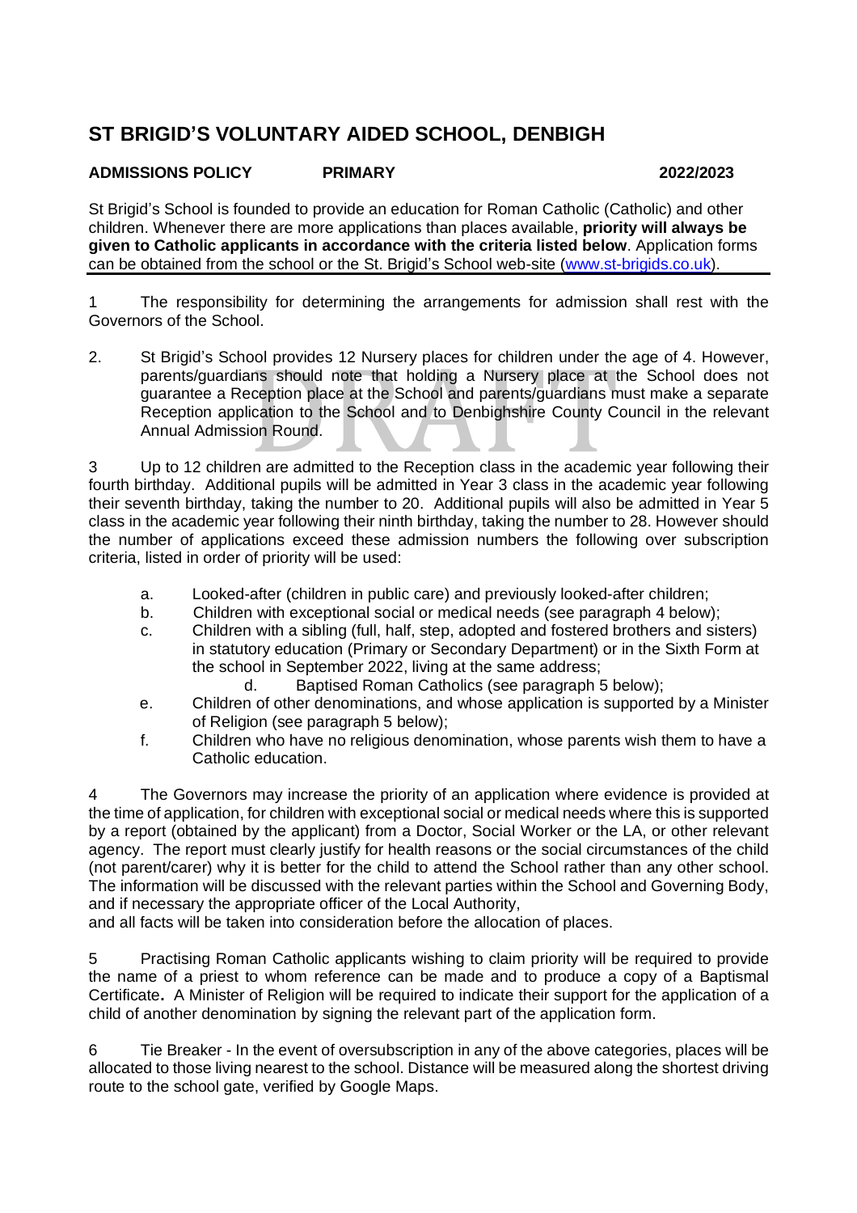# ST BRIGID'S VOLUNTARY AIDED SCHOOL, DENBIGH

**ADMISSIONS POLICY PRIMARY 2022/2023**

St Brigid's School is founded to provide an education for Roman Catholic (Catholic) and other children. Whenever there are more applications than places available, **priority will always be given to Catholic applicants in accordance with the criteria listed below**. Application forms can be obtained from the school or the St. Brigid's School web-site (www.st-brigids.co.uk).

1 The responsibility for determining the arrangements for admission shall rest with the Governors of the School.

2. St Brigid's School provides 12 Nursery places for children under the age of 4. However, parents/guardians should note that holding a Nursery place at the School does not guarantee a Reception place at the School and parents/guardians must make a separate Reception application to the School and to Denbighshire County Council in the relevant Annual Admission Round.

3 Up to 12 children are admitted to the Reception class in the academic year following their fourth birthday. Additional pupils will be admitted in Year 3 class in the academic year following their seventh birthday, taking the number to 20. Additional pupils will also be admitted in Year 5 class in the academic year following their ninth birthday, taking the number to 28. However should the number of applications exceed these admission numbers the following over subscription criteria, listed in order of priority will be used:

a. Looked-after (children in public care) and previously looked-after children;
b. Children with exceptional social or medical needs (see paragraph 4 below);
c. Children with a sibling (full, half, step, adopted and fostered brothers and sisters) in statutory education (Primary or Secondary Department) or in the Sixth Form at the school in September 2022, living at the same address;
d. Baptised Roman Catholics (see paragraph 5 below);
e. Children of other denominations, and whose application is supported by a Minister of Religion (see paragraph 5 below);
f. Children who have no religious denomination, whose parents wish them to have a Catholic education.

4 The Governors may increase the priority of an application where evidence is provided at the time of application, for children with exceptional social or medical needs where this is supported by a report (obtained by the applicant) from a Doctor, Social Worker or the LA, or other relevant agency. The report must clearly justify for health reasons or the social circumstances of the child (not parent/carer) why it is better for the child to attend the School rather than any other school. The information will be discussed with the relevant parties within the School and Governing Body, and if necessary the appropriate officer of the Local Authority,
and all facts will be taken into consideration before the allocation of places.

5 Practising Roman Catholic applicants wishing to claim priority will be required to provide the name of a priest to whom reference can be made and to produce a copy of a Baptismal Certificate**.** A Minister of Religion will be required to indicate their support for the application of a child of another denomination by signing the relevant part of the application form.

6 Tie Breaker - In the event of oversubscription in any of the above categories, places will be allocated to those living nearest to the school. Distance will be measured along the shortest driving route to the school gate, verified by Google Maps.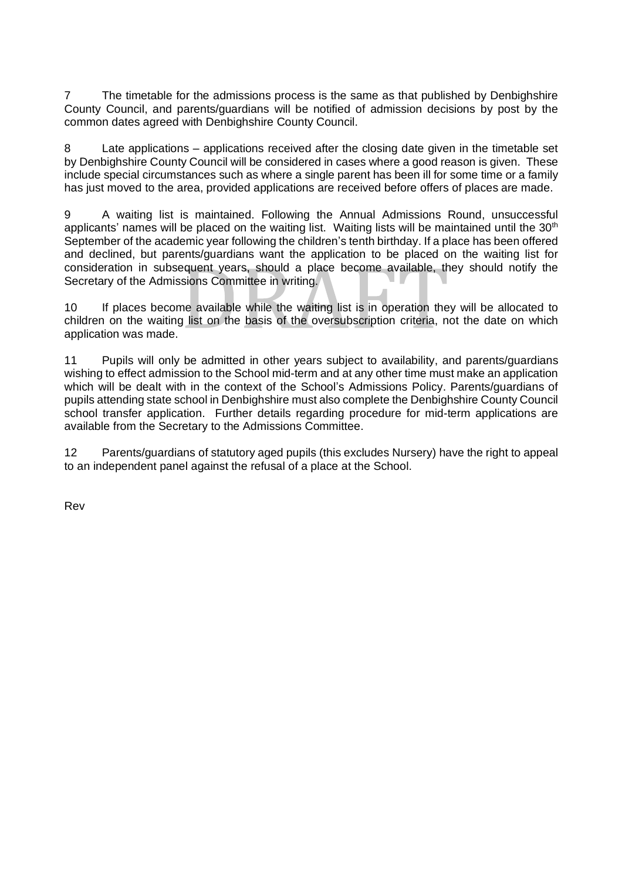7 The timetable for the admissions process is the same as that published by Denbighshire County Council, and parents/guardians will be notified of admission decisions by post by the common dates agreed with Denbighshire County Council.

8 Late applications – applications received after the closing date given in the timetable set by Denbighshire County Council will be considered in cases where a good reason is given. These include special circumstances such as where a single parent has been ill for some time or a family has just moved to the area, provided applications are received before offers of places are made.

9 A waiting list is maintained. Following the Annual Admissions Round, unsuccessful applicants' names will be placed on the waiting list. Waiting lists will be maintained until the 30th September of the academic year following the children's tenth birthday. If a place has been offered and declined, but parents/guardians want the application to be placed on the waiting list for consideration in subsequent years, should a place become available, they should notify the Secretary of the Admissions Committee in writing.

10 If places become available while the waiting list is in operation they will be allocated to children on the waiting list on the basis of the oversubscription criteria, not the date on which application was made.

11 Pupils will only be admitted in other years subject to availability, and parents/guardians wishing to effect admission to the School mid-term and at any other time must make an application which will be dealt with in the context of the School's Admissions Policy. Parents/guardians of pupils attending state school in Denbighshire must also complete the Denbighshire County Council school transfer application. Further details regarding procedure for mid-term applications are available from the Secretary to the Admissions Committee.

12 Parents/guardians of statutory aged pupils (this excludes Nursery) have the right to appeal to an independent panel against the refusal of a place at the School.

Rev